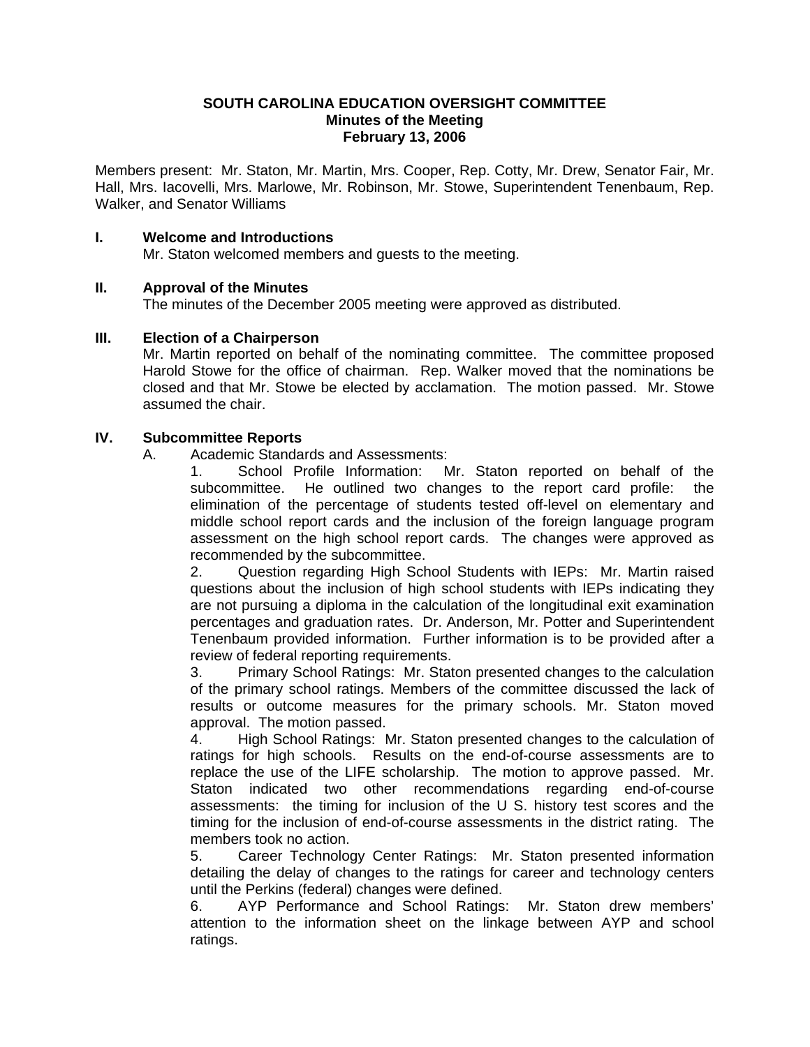**SOUTH CAROLINA EDUCATION OVERSIGHT COMMITTEE**
**Minutes of the Meeting**
**February 13, 2006**

Members present: Mr. Staton, Mr. Martin, Mrs. Cooper, Rep. Cotty, Mr. Drew, Senator Fair, Mr. Hall, Mrs. Iacovelli, Mrs. Marlowe, Mr. Robinson, Mr. Stowe, Superintendent Tenenbaum, Rep. Walker, and Senator Williams

**I. Welcome and Introductions**

Mr. Staton welcomed members and guests to the meeting.

**II. Approval of the Minutes**

The minutes of the December 2005 meeting were approved as distributed.

**III. Election of a Chairperson**

Mr. Martin reported on behalf of the nominating committee. The committee proposed Harold Stowe for the office of chairman. Rep. Walker moved that the nominations be closed and that Mr. Stowe be elected by acclamation. The motion passed. Mr. Stowe assumed the chair.

**IV. Subcommittee Reports**

A. Academic Standards and Assessments:

1. School Profile Information: Mr. Staton reported on behalf of the subcommittee. He outlined two changes to the report card profile: the elimination of the percentage of students tested off-level on elementary and middle school report cards and the inclusion of the foreign language program assessment on the high school report cards. The changes were approved as recommended by the subcommittee.

2. Question regarding High School Students with IEPs: Mr. Martin raised questions about the inclusion of high school students with IEPs indicating they are not pursuing a diploma in the calculation of the longitudinal exit examination percentages and graduation rates. Dr. Anderson, Mr. Potter and Superintendent Tenenbaum provided information. Further information is to be provided after a review of federal reporting requirements.

3. Primary School Ratings: Mr. Staton presented changes to the calculation of the primary school ratings. Members of the committee discussed the lack of results or outcome measures for the primary schools. Mr. Staton moved approval. The motion passed.

4. High School Ratings: Mr. Staton presented changes to the calculation of ratings for high schools. Results on the end-of-course assessments are to replace the use of the LIFE scholarship. The motion to approve passed. Mr. Staton indicated two other recommendations regarding end-of-course assessments: the timing for inclusion of the U S. history test scores and the timing for the inclusion of end-of-course assessments in the district rating. The members took no action.

5. Career Technology Center Ratings: Mr. Staton presented information detailing the delay of changes to the ratings for career and technology centers until the Perkins (federal) changes were defined.

6. AYP Performance and School Ratings: Mr. Staton drew members' attention to the information sheet on the linkage between AYP and school ratings.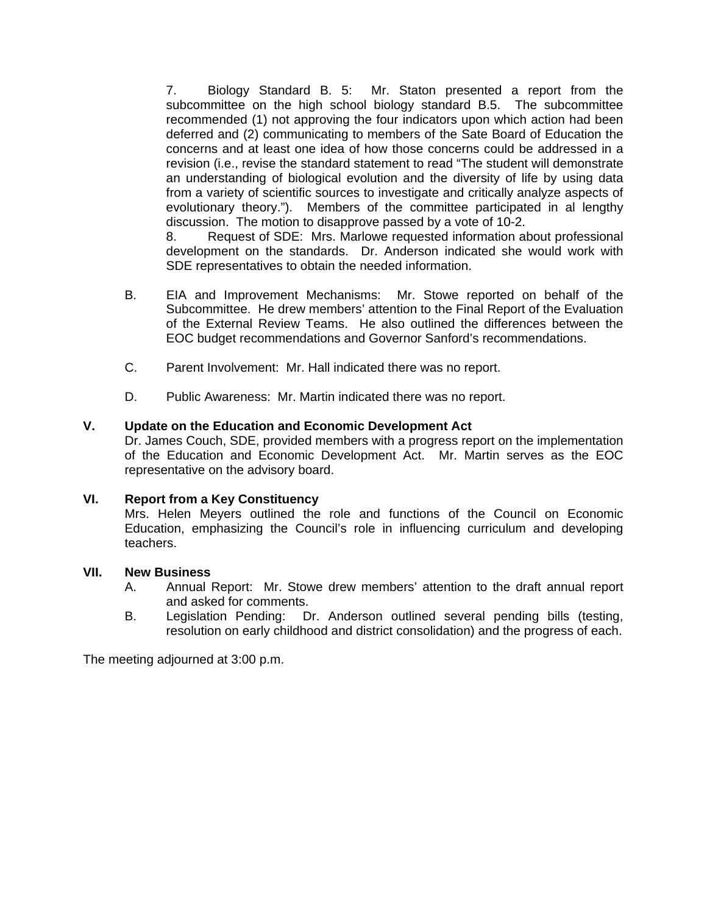7. Biology Standard B. 5: Mr. Staton presented a report from the subcommittee on the high school biology standard B.5. The subcommittee recommended (1) not approving the four indicators upon which action had been deferred and (2) communicating to members of the Sate Board of Education the concerns and at least one idea of how those concerns could be addressed in a revision (i.e., revise the standard statement to read "The student will demonstrate an understanding of biological evolution and the diversity of life by using data from a variety of scientific sources to investigate and critically analyze aspects of evolutionary theory."). Members of the committee participated in al lengthy discussion. The motion to disapprove passed by a vote of 10-2.

8. Request of SDE: Mrs. Marlowe requested information about professional development on the standards. Dr. Anderson indicated she would work with SDE representatives to obtain the needed information.

B. EIA and Improvement Mechanisms: Mr. Stowe reported on behalf of the Subcommittee. He drew members' attention to the Final Report of the Evaluation of the External Review Teams. He also outlined the differences between the EOC budget recommendations and Governor Sanford's recommendations.

C. Parent Involvement: Mr. Hall indicated there was no report.

D. Public Awareness: Mr. Martin indicated there was no report.

**V. Update on the Education and Economic Development Act**

Dr. James Couch, SDE, provided members with a progress report on the implementation of the Education and Economic Development Act. Mr. Martin serves as the EOC representative on the advisory board.

**VI. Report from a Key Constituency**

Mrs. Helen Meyers outlined the role and functions of the Council on Economic Education, emphasizing the Council's role in influencing curriculum and developing teachers.

**VII. New Business**

A. Annual Report: Mr. Stowe drew members' attention to the draft annual report and asked for comments.

B. Legislation Pending: Dr. Anderson outlined several pending bills (testing, resolution on early childhood and district consolidation) and the progress of each.

The meeting adjourned at 3:00 p.m.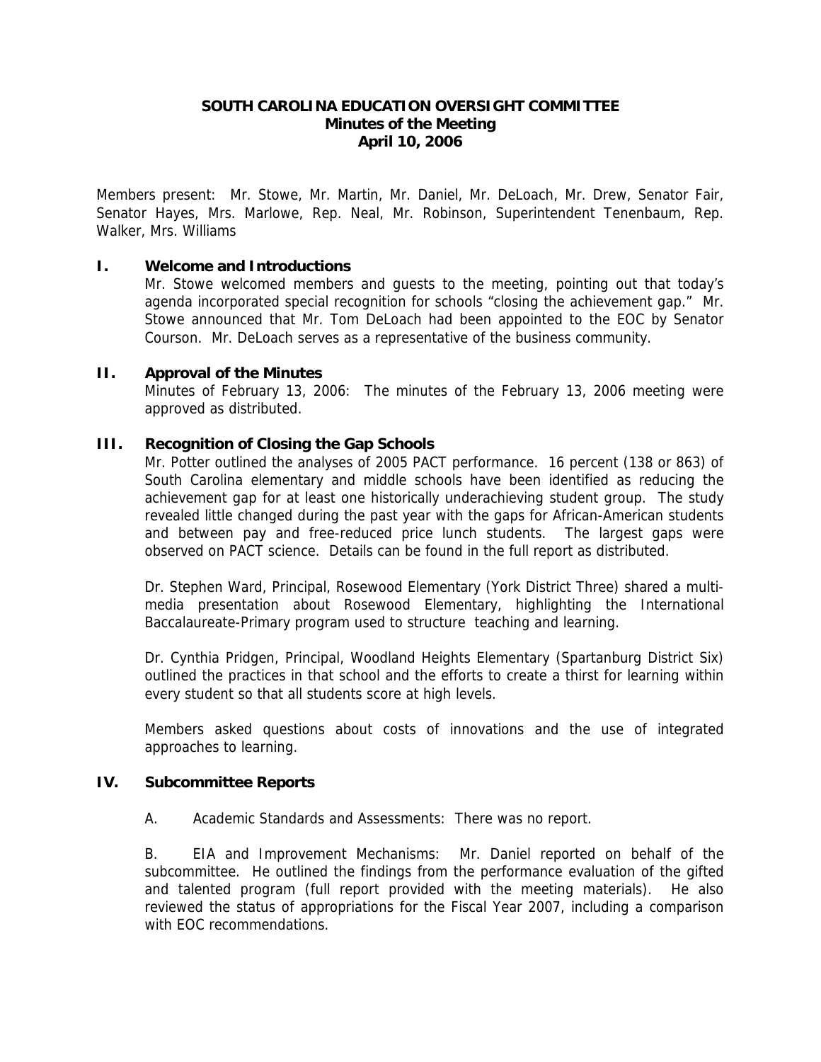# SOUTH CAROLINA EDUCATION OVERSIGHT COMMITTEE
## Minutes of the Meeting
## April 10, 2006

Members present: Mr. Stowe, Mr. Martin, Mr. Daniel, Mr. DeLoach, Mr. Drew, Senator Fair, Senator Hayes, Mrs. Marlowe, Rep. Neal, Mr. Robinson, Superintendent Tenenbaum, Rep. Walker, Mrs. Williams

### I. Welcome and Introductions

Mr. Stowe welcomed members and guests to the meeting, pointing out that today's agenda incorporated special recognition for schools "closing the achievement gap." Mr. Stowe announced that Mr. Tom DeLoach had been appointed to the EOC by Senator Courson. Mr. DeLoach serves as a representative of the business community.

### II. Approval of the Minutes

Minutes of February 13, 2006: The minutes of the February 13, 2006 meeting were approved as distributed.

### III. Recognition of Closing the Gap Schools

Mr. Potter outlined the analyses of 2005 PACT performance. 16 percent (138 or 863) of South Carolina elementary and middle schools have been identified as reducing the achievement gap for at least one historically underachieving student group. The study revealed little changed during the past year with the gaps for African-American students and between pay and free-reduced price lunch students. The largest gaps were observed on PACT science. Details can be found in the full report as distributed.

Dr. Stephen Ward, Principal, Rosewood Elementary (York District Three) shared a multi-media presentation about Rosewood Elementary, highlighting the International Baccalaureate-Primary program used to structure teaching and learning.

Dr. Cynthia Pridgen, Principal, Woodland Heights Elementary (Spartanburg District Six) outlined the practices in that school and the efforts to create a thirst for learning within every student so that all students score at high levels.

Members asked questions about costs of innovations and the use of integrated approaches to learning.

### IV. Subcommittee Reports

A. Academic Standards and Assessments: There was no report.

B. EIA and Improvement Mechanisms: Mr. Daniel reported on behalf of the subcommittee. He outlined the findings from the performance evaluation of the gifted and talented program (full report provided with the meeting materials). He also reviewed the status of appropriations for the Fiscal Year 2007, including a comparison with EOC recommendations.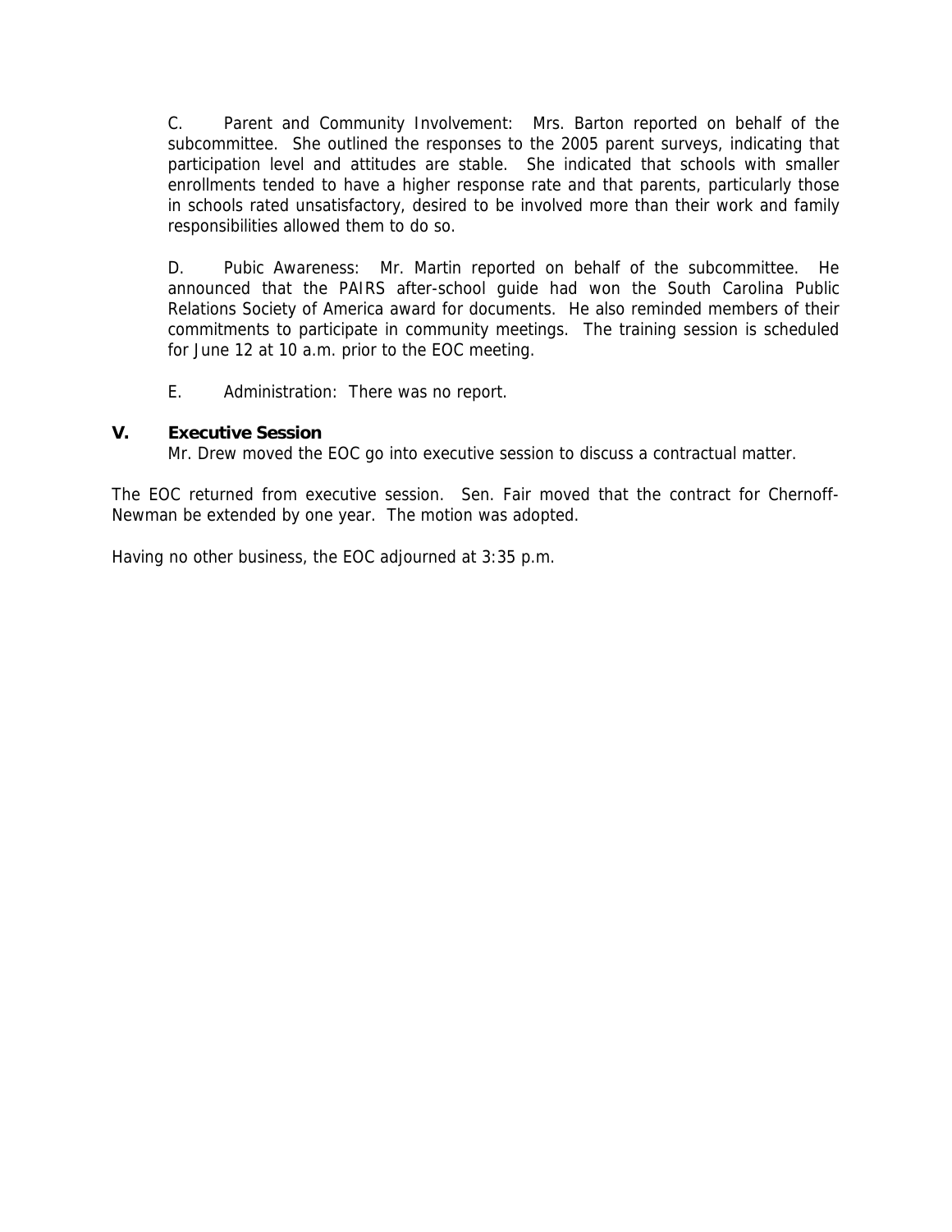C. Parent and Community Involvement: Mrs. Barton reported on behalf of the subcommittee. She outlined the responses to the 2005 parent surveys, indicating that participation level and attitudes are stable. She indicated that schools with smaller enrollments tended to have a higher response rate and that parents, particularly those in schools rated unsatisfactory, desired to be involved more than their work and family responsibilities allowed them to do so.

D. Pubic Awareness: Mr. Martin reported on behalf of the subcommittee. He announced that the PAIRS after-school guide had won the South Carolina Public Relations Society of America award for documents. He also reminded members of their commitments to participate in community meetings. The training session is scheduled for June 12 at 10 a.m. prior to the EOC meeting.

E. Administration: There was no report.

## V. Executive Session

Mr. Drew moved the EOC go into executive session to discuss a contractual matter.

The EOC returned from executive session. Sen. Fair moved that the contract for Chernoff-Newman be extended by one year. The motion was adopted.

Having no other business, the EOC adjourned at 3:35 p.m.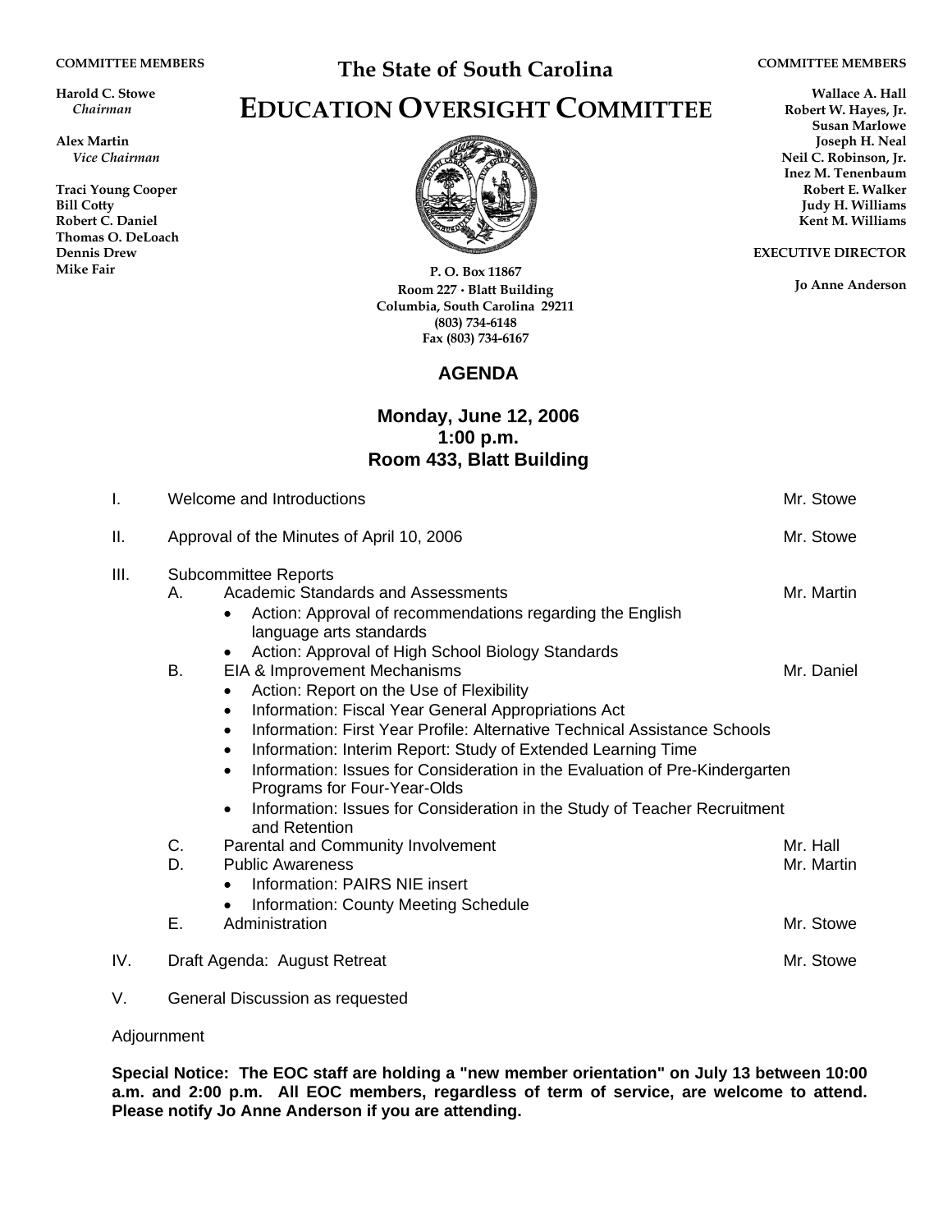COMMITTEE MEMBERS

**Harold C. Stowe**
*Chairman*

**Alex Martin**
*Vice Chairman*

**Traci Young Cooper**
**Bill Cotty**
**Robert C. Daniel**
**Thomas O. DeLoach**
**Dennis Drew**
**Mike Fair**

# The State of South Carolina

# EDUCATION OVERSIGHT COMMITTEE

P. O. Box 11867
Room 227 · Blatt Building
Columbia, South Carolina 29211
(803) 734-6148
Fax (803) 734-6167

COMMITTEE MEMBERS

**Wallace A. Hall**
**Robert W. Hayes, Jr.**
**Susan Marlowe**
**Joseph H. Neal**
**Neil C. Robinson, Jr.**
**Inez M. Tenenbaum**
**Robert E. Walker**
**Judy H. Williams**
**Kent M. Williams**

EXECUTIVE DIRECTOR

**Jo Anne Anderson**

## AGENDA

**Monday, June 12, 2006**
**1:00 p.m.**
**Room 433, Blatt Building**

I. Welcome and Introductions — Mr. Stowe

II. Approval of the Minutes of April 10, 2006 — Mr. Stowe

III. Subcommittee Reports

A. Academic Standards and Assessments — Mr. Martin
- Action: Approval of recommendations regarding the English language arts standards
- Action: Approval of High School Biology Standards

B. EIA & Improvement Mechanisms — Mr. Daniel
- Action: Report on the Use of Flexibility
- Information: Fiscal Year General Appropriations Act
- Information: First Year Profile: Alternative Technical Assistance Schools
- Information: Interim Report: Study of Extended Learning Time
- Information: Issues for Consideration in the Evaluation of Pre-Kindergarten Programs for Four-Year-Olds
- Information: Issues for Consideration in the Study of Teacher Recruitment and Retention

C. Parental and Community Involvement — Mr. Hall

D. Public Awareness — Mr. Martin
- Information: PAIRS NIE insert
- Information: County Meeting Schedule

E. Administration — Mr. Stowe

IV. Draft Agenda: August Retreat — Mr. Stowe

V. General Discussion as requested

Adjournment

**Special Notice: The EOC staff are holding a "new member orientation" on July 13 between 10:00 a.m. and 2:00 p.m. All EOC members, regardless of term of service, are welcome to attend. Please notify Jo Anne Anderson if you are attending.**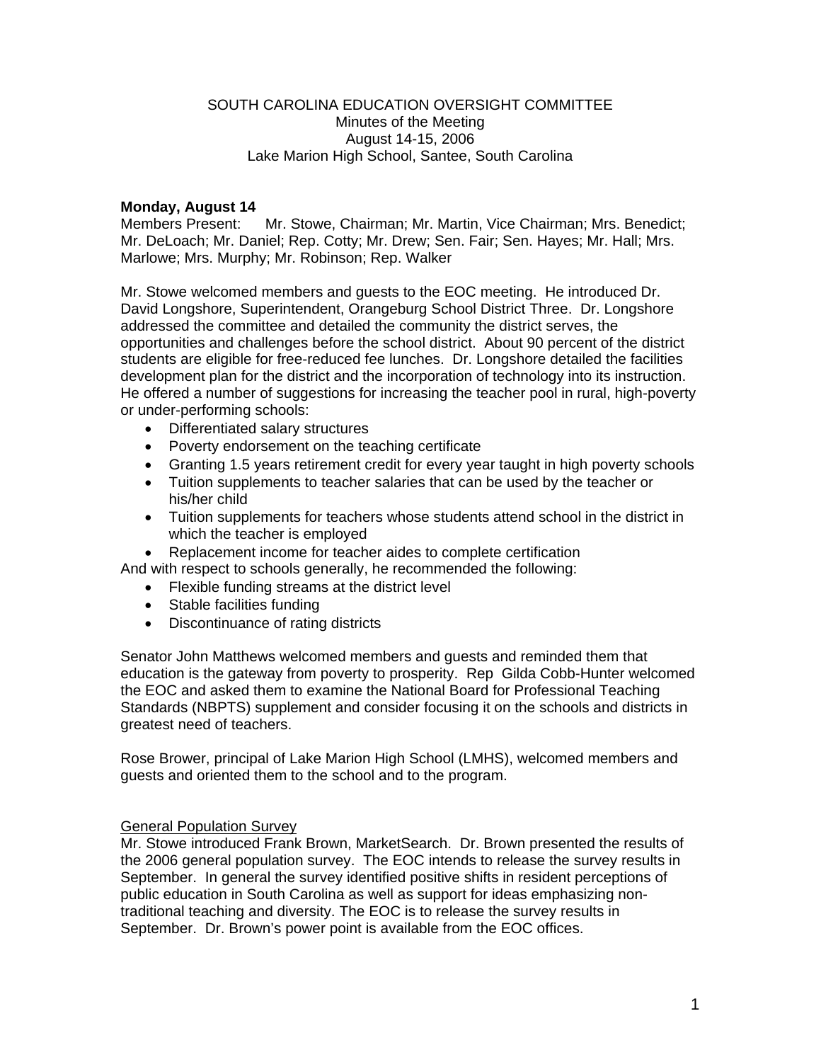SOUTH CAROLINA EDUCATION OVERSIGHT COMMITTEE
Minutes of the Meeting
August 14-15, 2006
Lake Marion High School, Santee, South Carolina

**Monday, August 14**
Members Present: Mr. Stowe, Chairman; Mr. Martin, Vice Chairman; Mrs. Benedict; Mr. DeLoach; Mr. Daniel; Rep. Cotty; Mr. Drew; Sen. Fair; Sen. Hayes; Mr. Hall; Mrs. Marlowe; Mrs. Murphy; Mr. Robinson; Rep. Walker

Mr. Stowe welcomed members and guests to the EOC meeting. He introduced Dr. David Longshore, Superintendent, Orangeburg School District Three. Dr. Longshore addressed the committee and detailed the community the district serves, the opportunities and challenges before the school district. About 90 percent of the district students are eligible for free-reduced fee lunches. Dr. Longshore detailed the facilities development plan for the district and the incorporation of technology into its instruction. He offered a number of suggestions for increasing the teacher pool in rural, high-poverty or under-performing schools:

- Differentiated salary structures
- Poverty endorsement on the teaching certificate
- Granting 1.5 years retirement credit for every year taught in high poverty schools
- Tuition supplements to teacher salaries that can be used by the teacher or his/her child
- Tuition supplements for teachers whose students attend school in the district in which the teacher is employed
- Replacement income for teacher aides to complete certification

And with respect to schools generally, he recommended the following:

- Flexible funding streams at the district level
- Stable facilities funding
- Discontinuance of rating districts

Senator John Matthews welcomed members and guests and reminded them that education is the gateway from poverty to prosperity. Rep Gilda Cobb-Hunter welcomed the EOC and asked them to examine the National Board for Professional Teaching Standards (NBPTS) supplement and consider focusing it on the schools and districts in greatest need of teachers.

Rose Brower, principal of Lake Marion High School (LMHS), welcomed members and guests and oriented them to the school and to the program.

General Population Survey

Mr. Stowe introduced Frank Brown, MarketSearch. Dr. Brown presented the results of the 2006 general population survey. The EOC intends to release the survey results in September. In general the survey identified positive shifts in resident perceptions of public education in South Carolina as well as support for ideas emphasizing non-traditional teaching and diversity. The EOC is to release the survey results in September. Dr. Brown's power point is available from the EOC offices.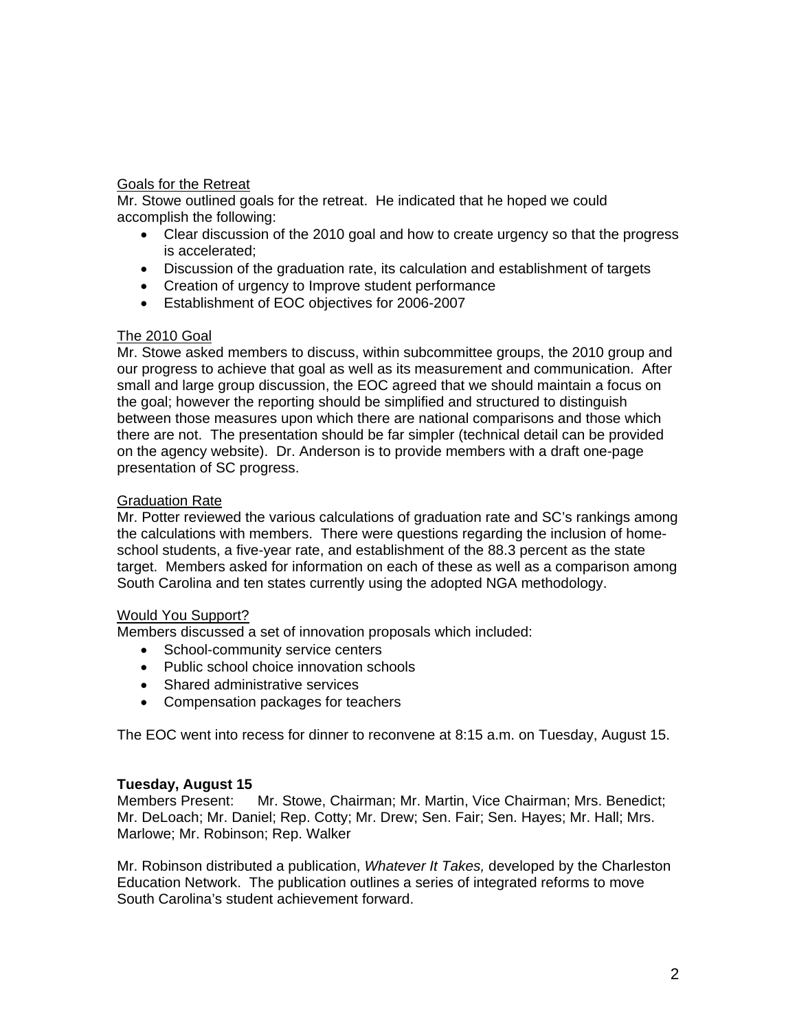Goals for the Retreat

Mr. Stowe outlined goals for the retreat. He indicated that he hoped we could accomplish the following:

- Clear discussion of the 2010 goal and how to create urgency so that the progress is accelerated;
- Discussion of the graduation rate, its calculation and establishment of targets
- Creation of urgency to Improve student performance
- Establishment of EOC objectives for 2006-2007

The 2010 Goal

Mr. Stowe asked members to discuss, within subcommittee groups, the 2010 group and our progress to achieve that goal as well as its measurement and communication. After small and large group discussion, the EOC agreed that we should maintain a focus on the goal; however the reporting should be simplified and structured to distinguish between those measures upon which there are national comparisons and those which there are not. The presentation should be far simpler (technical detail can be provided on the agency website). Dr. Anderson is to provide members with a draft one-page presentation of SC progress.

Graduation Rate

Mr. Potter reviewed the various calculations of graduation rate and SC's rankings among the calculations with members. There were questions regarding the inclusion of home-school students, a five-year rate, and establishment of the 88.3 percent as the state target. Members asked for information on each of these as well as a comparison among South Carolina and ten states currently using the adopted NGA methodology.

Would You Support?

Members discussed a set of innovation proposals which included:

- School-community service centers
- Public school choice innovation schools
- Shared administrative services
- Compensation packages for teachers

The EOC went into recess for dinner to reconvene at 8:15 a.m. on Tuesday, August 15.

**Tuesday, August 15**

Members Present: Mr. Stowe, Chairman; Mr. Martin, Vice Chairman; Mrs. Benedict; Mr. DeLoach; Mr. Daniel; Rep. Cotty; Mr. Drew; Sen. Fair; Sen. Hayes; Mr. Hall; Mrs. Marlowe; Mr. Robinson; Rep. Walker

Mr. Robinson distributed a publication, *Whatever It Takes,* developed by the Charleston Education Network. The publication outlines a series of integrated reforms to move South Carolina's student achievement forward.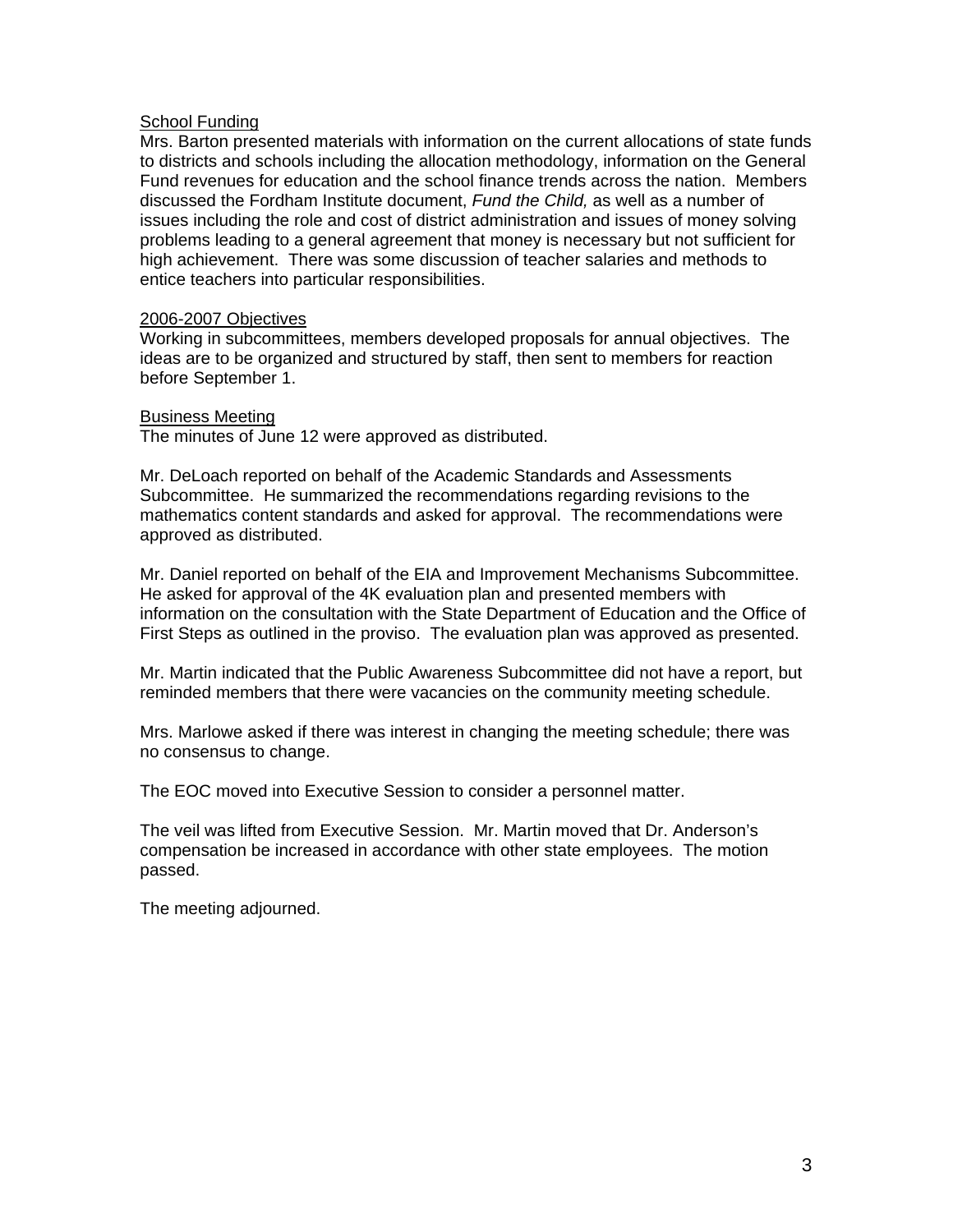<u>School Funding</u>

Mrs. Barton presented materials with information on the current allocations of state funds to districts and schools including the allocation methodology, information on the General Fund revenues for education and the school finance trends across the nation. Members discussed the Fordham Institute document, *Fund the Child,* as well as a number of issues including the role and cost of district administration and issues of money solving problems leading to a general agreement that money is necessary but not sufficient for high achievement. There was some discussion of teacher salaries and methods to entice teachers into particular responsibilities.

<u>2006-2007 Objectives</u>

Working in subcommittees, members developed proposals for annual objectives. The ideas are to be organized and structured by staff, then sent to members for reaction before September 1.

<u>Business Meeting</u>

The minutes of June 12 were approved as distributed.

Mr. DeLoach reported on behalf of the Academic Standards and Assessments Subcommittee. He summarized the recommendations regarding revisions to the mathematics content standards and asked for approval. The recommendations were approved as distributed.

Mr. Daniel reported on behalf of the EIA and Improvement Mechanisms Subcommittee. He asked for approval of the 4K evaluation plan and presented members with information on the consultation with the State Department of Education and the Office of First Steps as outlined in the proviso. The evaluation plan was approved as presented.

Mr. Martin indicated that the Public Awareness Subcommittee did not have a report, but reminded members that there were vacancies on the community meeting schedule.

Mrs. Marlowe asked if there was interest in changing the meeting schedule; there was no consensus to change.

The EOC moved into Executive Session to consider a personnel matter.

The veil was lifted from Executive Session. Mr. Martin moved that Dr. Anderson's compensation be increased in accordance with other state employees. The motion passed.

The meeting adjourned.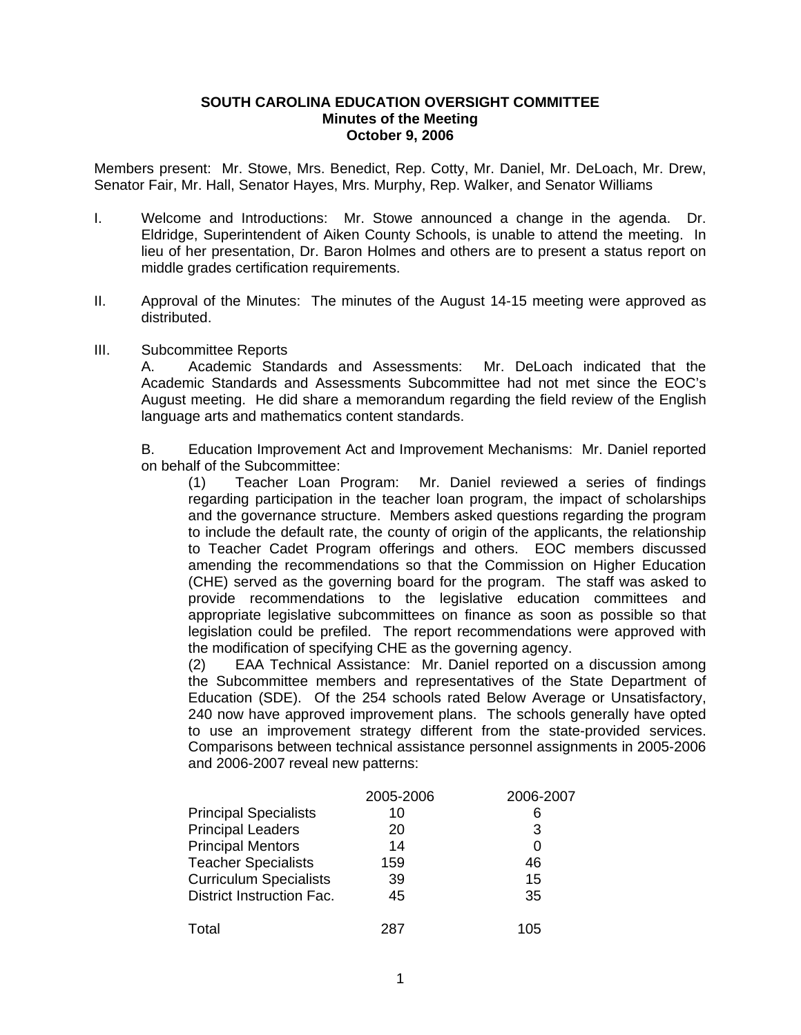**SOUTH CAROLINA EDUCATION OVERSIGHT COMMITTEE**
**Minutes of the Meeting**
**October 9, 2006**

Members present: Mr. Stowe, Mrs. Benedict, Rep. Cotty, Mr. Daniel, Mr. DeLoach, Mr. Drew, Senator Fair, Mr. Hall, Senator Hayes, Mrs. Murphy, Rep. Walker, and Senator Williams

I. Welcome and Introductions: Mr. Stowe announced a change in the agenda. Dr. Eldridge, Superintendent of Aiken County Schools, is unable to attend the meeting. In lieu of her presentation, Dr. Baron Holmes and others are to present a status report on middle grades certification requirements.

II. Approval of the Minutes: The minutes of the August 14-15 meeting were approved as distributed.

III. Subcommittee Reports

A. Academic Standards and Assessments: Mr. DeLoach indicated that the Academic Standards and Assessments Subcommittee had not met since the EOC's August meeting. He did share a memorandum regarding the field review of the English language arts and mathematics content standards.

B. Education Improvement Act and Improvement Mechanisms: Mr. Daniel reported on behalf of the Subcommittee:

(1) Teacher Loan Program: Mr. Daniel reviewed a series of findings regarding participation in the teacher loan program, the impact of scholarships and the governance structure. Members asked questions regarding the program to include the default rate, the county of origin of the applicants, the relationship to Teacher Cadet Program offerings and others. EOC members discussed amending the recommendations so that the Commission on Higher Education (CHE) served as the governing board for the program. The staff was asked to provide recommendations to the legislative education committees and appropriate legislative subcommittees on finance as soon as possible so that legislation could be prefiled. The report recommendations were approved with the modification of specifying CHE as the governing agency.

(2) EAA Technical Assistance: Mr. Daniel reported on a discussion among the Subcommittee members and representatives of the State Department of Education (SDE). Of the 254 schools rated Below Average or Unsatisfactory, 240 now have approved improvement plans. The schools generally have opted to use an improvement strategy different from the state-provided services. Comparisons between technical assistance personnel assignments in 2005-2006 and 2006-2007 reveal new patterns:

| | 2005-2006 | 2006-2007 |
|---|---|---|
| Principal Specialists | 10 | 6 |
| Principal Leaders | 20 | 3 |
| Principal Mentors | 14 | 0 |
| Teacher Specialists | 159 | 46 |
| Curriculum Specialists | 39 | 15 |
| District Instruction Fac. | 45 | 35 |
| Total | 287 | 105 |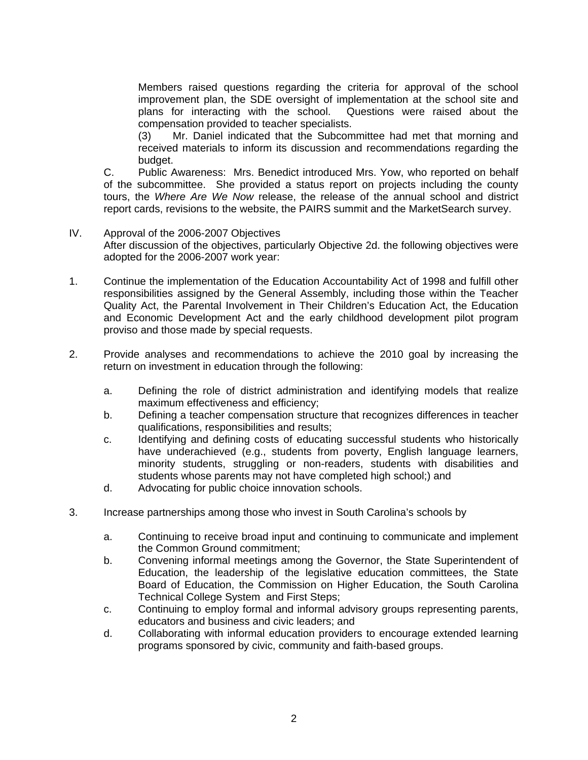Members raised questions regarding the criteria for approval of the school improvement plan, the SDE oversight of implementation at the school site and plans for interacting with the school. Questions were raised about the compensation provided to teacher specialists.

(3) Mr. Daniel indicated that the Subcommittee had met that morning and received materials to inform its discussion and recommendations regarding the budget.

C. Public Awareness: Mrs. Benedict introduced Mrs. Yow, who reported on behalf of the subcommittee. She provided a status report on projects including the county tours, the *Where Are We Now* release, the release of the annual school and district report cards, revisions to the website, the PAIRS summit and the MarketSearch survey.

IV. Approval of the 2006-2007 Objectives

After discussion of the objectives, particularly Objective 2d. the following objectives were adopted for the 2006-2007 work year:

1. Continue the implementation of the Education Accountability Act of 1998 and fulfill other responsibilities assigned by the General Assembly, including those within the Teacher Quality Act, the Parental Involvement in Their Children's Education Act, the Education and Economic Development Act and the early childhood development pilot program proviso and those made by special requests.

2. Provide analyses and recommendations to achieve the 2010 goal by increasing the return on investment in education through the following:

   a. Defining the role of district administration and identifying models that realize maximum effectiveness and efficiency;
   b. Defining a teacher compensation structure that recognizes differences in teacher qualifications, responsibilities and results;
   c. Identifying and defining costs of educating successful students who historically have underachieved (e.g., students from poverty, English language learners, minority students, struggling or non-readers, students with disabilities and students whose parents may not have completed high school;) and
   d. Advocating for public choice innovation schools.

3. Increase partnerships among those who invest in South Carolina's schools by

   a. Continuing to receive broad input and continuing to communicate and implement the Common Ground commitment;
   b. Convening informal meetings among the Governor, the State Superintendent of Education, the leadership of the legislative education committees, the State Board of Education, the Commission on Higher Education, the South Carolina Technical College System and First Steps;
   c. Continuing to employ formal and informal advisory groups representing parents, educators and business and civic leaders; and
   d. Collaborating with informal education providers to encourage extended learning programs sponsored by civic, community and faith-based groups.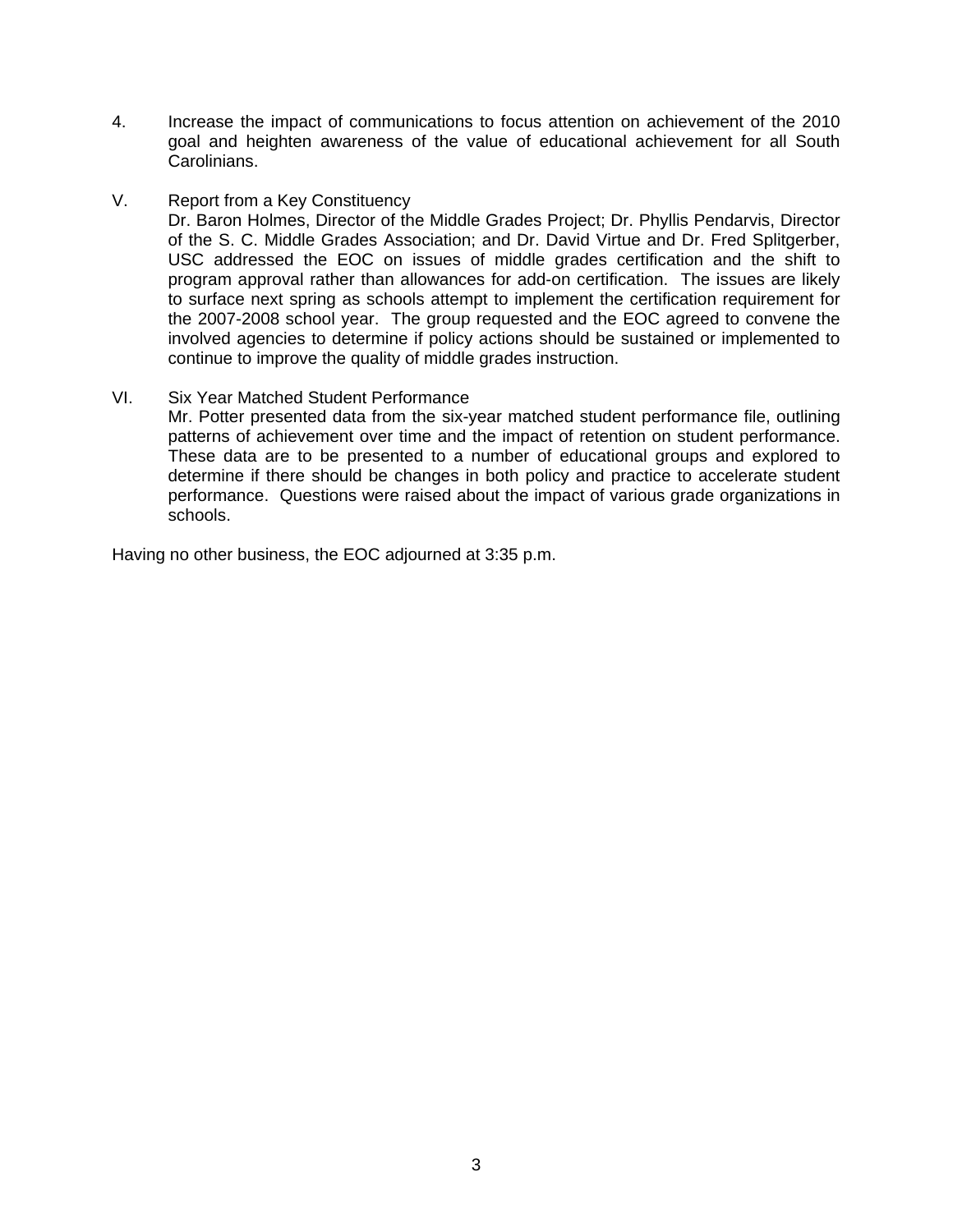4. Increase the impact of communications to focus attention on achievement of the 2010 goal and heighten awareness of the value of educational achievement for all South Carolinians.

V. Report from a Key Constituency

Dr. Baron Holmes, Director of the Middle Grades Project; Dr. Phyllis Pendarvis, Director of the S. C. Middle Grades Association; and Dr. David Virtue and Dr. Fred Splitgerber, USC addressed the EOC on issues of middle grades certification and the shift to program approval rather than allowances for add-on certification. The issues are likely to surface next spring as schools attempt to implement the certification requirement for the 2007-2008 school year. The group requested and the EOC agreed to convene the involved agencies to determine if policy actions should be sustained or implemented to continue to improve the quality of middle grades instruction.

VI. Six Year Matched Student Performance

Mr. Potter presented data from the six-year matched student performance file, outlining patterns of achievement over time and the impact of retention on student performance. These data are to be presented to a number of educational groups and explored to determine if there should be changes in both policy and practice to accelerate student performance. Questions were raised about the impact of various grade organizations in schools.

Having no other business, the EOC adjourned at 3:35 p.m.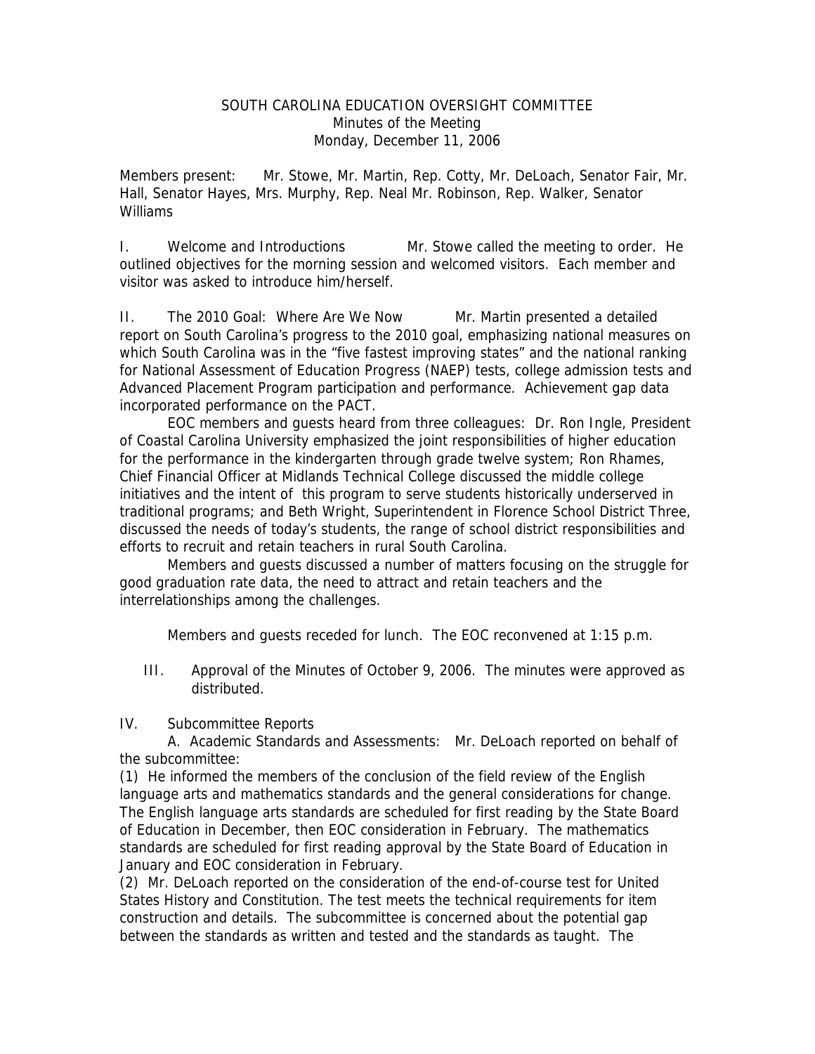SOUTH CAROLINA EDUCATION OVERSIGHT COMMITTEE
Minutes of the Meeting
Monday, December 11, 2006

Members present: Mr. Stowe, Mr. Martin, Rep. Cotty, Mr. DeLoach, Senator Fair, Mr. Hall, Senator Hayes, Mrs. Murphy, Rep. Neal Mr. Robinson, Rep. Walker, Senator Williams

I. Welcome and Introductions Mr. Stowe called the meeting to order. He outlined objectives for the morning session and welcomed visitors. Each member and visitor was asked to introduce him/herself.

II. The 2010 Goal: Where Are We Now Mr. Martin presented a detailed report on South Carolina's progress to the 2010 goal, emphasizing national measures on which South Carolina was in the "five fastest improving states" and the national ranking for National Assessment of Education Progress (NAEP) tests, college admission tests and Advanced Placement Program participation and performance. Achievement gap data incorporated performance on the PACT.

EOC members and guests heard from three colleagues: Dr. Ron Ingle, President of Coastal Carolina University emphasized the joint responsibilities of higher education for the performance in the kindergarten through grade twelve system; Ron Rhames, Chief Financial Officer at Midlands Technical College discussed the middle college initiatives and the intent of this program to serve students historically underserved in traditional programs; and Beth Wright, Superintendent in Florence School District Three, discussed the needs of today's students, the range of school district responsibilities and efforts to recruit and retain teachers in rural South Carolina.

Members and guests discussed a number of matters focusing on the struggle for good graduation rate data, the need to attract and retain teachers and the interrelationships among the challenges.

Members and guests receded for lunch. The EOC reconvened at 1:15 p.m.

III. Approval of the Minutes of October 9, 2006. The minutes were approved as distributed.

IV. Subcommittee Reports

A. Academic Standards and Assessments: Mr. DeLoach reported on behalf of the subcommittee:

(1) He informed the members of the conclusion of the field review of the English language arts and mathematics standards and the general considerations for change. The English language arts standards are scheduled for first reading by the State Board of Education in December, then EOC consideration in February. The mathematics standards are scheduled for first reading approval by the State Board of Education in January and EOC consideration in February.

(2) Mr. DeLoach reported on the consideration of the end-of-course test for United States History and Constitution. The test meets the technical requirements for item construction and details. The subcommittee is concerned about the potential gap between the standards as written and tested and the standards as taught. The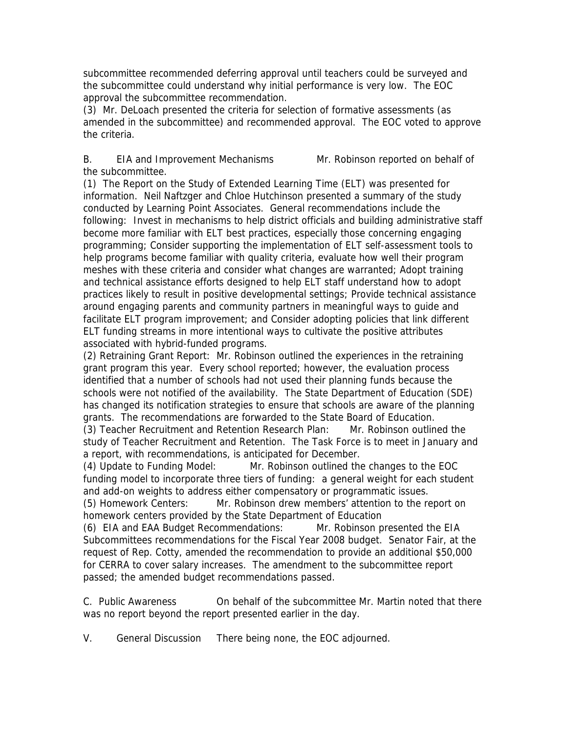subcommittee recommended deferring approval until teachers could be surveyed and the subcommittee could understand why initial performance is very low. The EOC approval the subcommittee recommendation.

(3) Mr. DeLoach presented the criteria for selection of formative assessments (as amended in the subcommittee) and recommended approval. The EOC voted to approve the criteria.

B. EIA and Improvement Mechanisms Mr. Robinson reported on behalf of the subcommittee.

(1) The Report on the Study of Extended Learning Time (ELT) was presented for information. Neil Naftzger and Chloe Hutchinson presented a summary of the study conducted by Learning Point Associates. General recommendations include the following: Invest in mechanisms to help district officials and building administrative staff become more familiar with ELT best practices, especially those concerning engaging programming; Consider supporting the implementation of ELT self-assessment tools to help programs become familiar with quality criteria, evaluate how well their program meshes with these criteria and consider what changes are warranted; Adopt training and technical assistance efforts designed to help ELT staff understand how to adopt practices likely to result in positive developmental settings; Provide technical assistance around engaging parents and community partners in meaningful ways to guide and facilitate ELT program improvement; and Consider adopting policies that link different ELT funding streams in more intentional ways to cultivate the positive attributes associated with hybrid-funded programs.

(2) Retraining Grant Report: Mr. Robinson outlined the experiences in the retraining grant program this year. Every school reported; however, the evaluation process identified that a number of schools had not used their planning funds because the schools were not notified of the availability. The State Department of Education (SDE) has changed its notification strategies to ensure that schools are aware of the planning grants. The recommendations are forwarded to the State Board of Education.

(3) Teacher Recruitment and Retention Research Plan: Mr. Robinson outlined the study of Teacher Recruitment and Retention. The Task Force is to meet in January and a report, with recommendations, is anticipated for December.

(4) Update to Funding Model: Mr. Robinson outlined the changes to the EOC funding model to incorporate three tiers of funding: a general weight for each student and add-on weights to address either compensatory or programmatic issues.

(5) Homework Centers: Mr. Robinson drew members' attention to the report on homework centers provided by the State Department of Education

(6) EIA and EAA Budget Recommendations: Mr. Robinson presented the EIA Subcommittees recommendations for the Fiscal Year 2008 budget. Senator Fair, at the request of Rep. Cotty, amended the recommendation to provide an additional $50,000 for CERRA to cover salary increases. The amendment to the subcommittee report passed; the amended budget recommendations passed.

C. Public Awareness On behalf of the subcommittee Mr. Martin noted that there was no report beyond the report presented earlier in the day.

V. General Discussion There being none, the EOC adjourned.